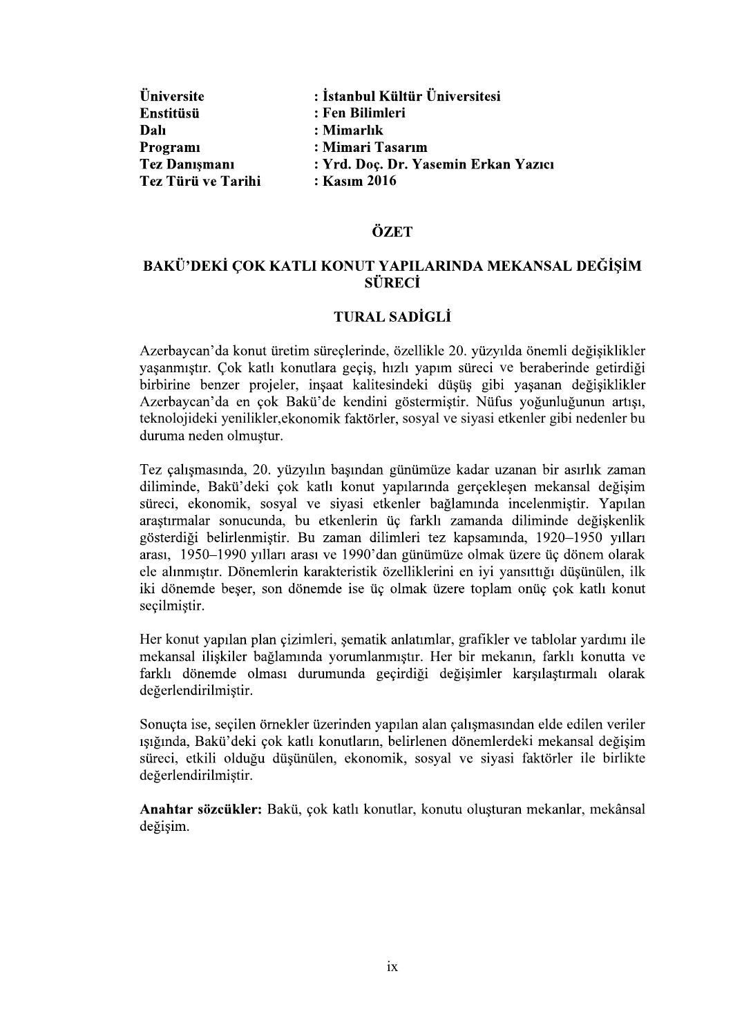| | |
|---|---|
| **Üniversite** | **: İstanbul Kültür Üniversitesi** |
| **Enstitüsü** | **: Fen Bilimleri** |
| **Dalı** | **: Mimarlık** |
| **Programı** | **: Mimari Tasarım** |
| **Tez Danışmanı** | **: Yrd. Doç. Dr. Yasemin Erkan Yazıcı** |
| **Tez Türü ve Tarihi** | **: Kasım 2016** |

# ÖZET

## BAKÜ'DEKİ ÇOK KATLI KONUT YAPILARINDA MEKANSAL DEĞİŞİM SÜRECİ

### TURAL SADİGLİ

Azerbaycan'da konut üretim süreçlerinde, özellikle 20. yüzyılda önemli değişiklikler yaşanmıştır. Çok katlı konutlara geçiş, hızlı yapım süreci ve beraberinde getirdiği birbirine benzer projeler, inşaat kalitesindeki düşüş gibi yaşanan değişiklikler Azerbaycan'da en çok Bakü'de kendini göstermiştir. Nüfus yoğunluğunun artışı, teknolojideki yenilikler,ekonomik faktörler, sosyal ve siyasi etkenler gibi nedenler bu duruma neden olmuştur.

Tez çalışmasında, 20. yüzyılın başından günümüze kadar uzanan bir asırlık zaman diliminde, Bakü'deki çok katlı konut yapılarında gerçekleşen mekansal değişim süreci, ekonomik, sosyal ve siyasi etkenler bağlamında incelenmiştir. Yapılan araştırmalar sonucunda, bu etkenlerin üç farklı zamanda diliminde değişkenlik gösterdiği belirlenmiştir. Bu zaman dilimleri tez kapsamında, 1920–1950 yılları arası, 1950–1990 yılları arası ve 1990'dan günümüze olmak üzere üç dönem olarak ele alınmıştır. Dönemlerin karakteristik özelliklerini en iyi yansıttığı düşünülen, ilk iki dönemde beşer, son dönemde ise üç olmak üzere toplam onüç çok katlı konut seçilmiştir.

Her konut yapılan plan çizimleri, şematik anlatımlar, grafikler ve tablolar yardımı ile mekansal ilişkiler bağlamında yorumlanmıştır. Her bir mekanın, farklı konutta ve farklı dönemde olması durumunda geçirdiği değişimler karşılaştırmalı olarak değerlendirilmiştir.

Sonuçta ise, seçilen örnekler üzerinden yapılan alan çalışmasından elde edilen veriler ışığında, Bakü'deki çok katlı konutların, belirlenen dönemlerdeki mekansal değişim süreci, etkili olduğu düşünülen, ekonomik, sosyal ve siyasi faktörler ile birlikte değerlendirilmiştir.

**Anahtar sözcükler:** Bakü, çok katlı konutlar, konutu oluşturan mekanlar, mekânsal değişim.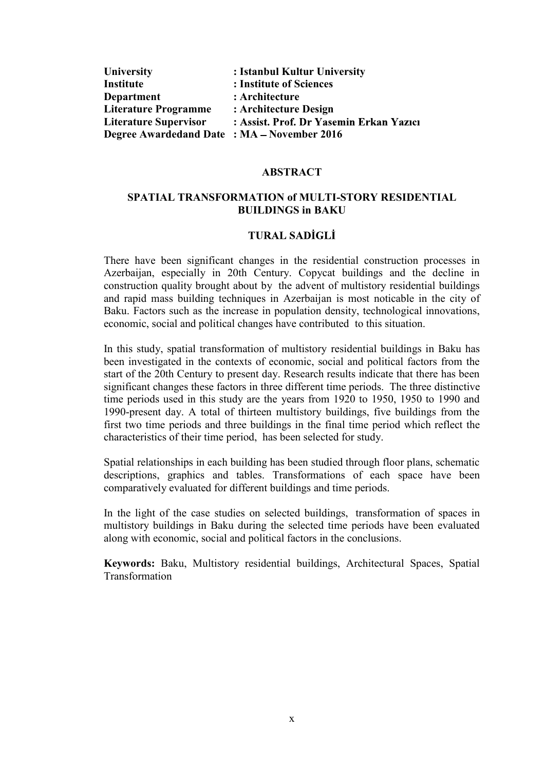**University** : **Istanbul Kultur University**
**Institute** : **Institute of Sciences**
**Department** : **Architecture**
**Literature Programme** : **Architecture Design**
**Literature Supervisor** : **Assist. Prof. Dr Yasemin Erkan Yazıcı**
**Degree Awardedand Date** : **MA – November 2016**

## ABSTRACT

### SPATIAL TRANSFORMATION of MULTI-STORY RESIDENTIAL BUILDINGS in BAKU

### TURAL SADİGLİ

There have been significant changes in the residential construction processes in Azerbaijan, especially in 20th Century. Copycat buildings and the decline in construction quality brought about by the advent of multistory residential buildings and rapid mass building techniques in Azerbaijan is most noticable in the city of Baku. Factors such as the increase in population density, technological innovations, economic, social and political changes have contributed to this situation.

In this study, spatial transformation of multistory residential buildings in Baku has been investigated in the contexts of economic, social and political factors from the start of the 20th Century to present day. Research results indicate that there has been significant changes these factors in three different time periods. The three distinctive time periods used in this study are the years from 1920 to 1950, 1950 to 1990 and 1990-present day. A total of thirteen multistory buildings, five buildings from the first two time periods and three buildings in the final time period which reflect the characteristics of their time period, has been selected for study.

Spatial relationships in each building has been studied through floor plans, schematic descriptions, graphics and tables. Transformations of each space have been comparatively evaluated for different buildings and time periods.

In the light of the case studies on selected buildings, transformation of spaces in multistory buildings in Baku during the selected time periods have been evaluated along with economic, social and political factors in the conclusions.

**Keywords:** Baku, Multistory residential buildings, Architectural Spaces, Spatial Transformation